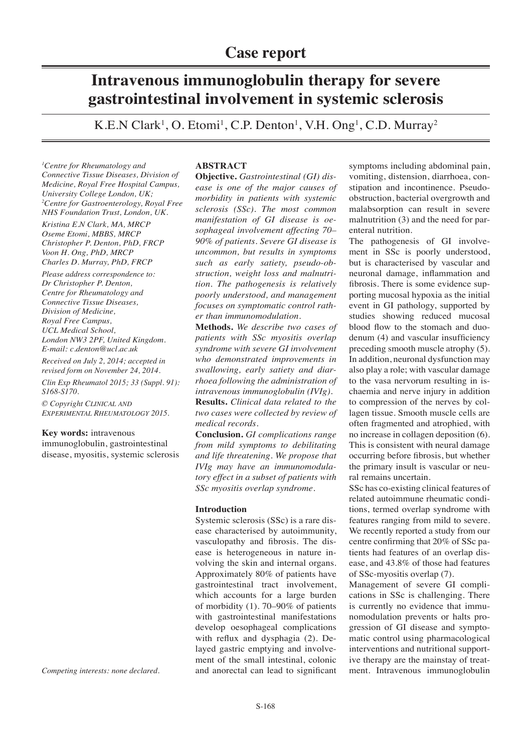Case report

# Intravenous immunoglobulin therapy for severe gastrointestinal involvement in systemic sclerosis

K.E.N Clark[1], O. Etomi[1], C.P. Denton[1], V.H. Ong[1], C.D. Murray[2]

*[1]Centre for Rheumatology and Connective Tissue Diseases, Division of Medicine, Royal Free Hospital Campus, University College London, UK;*
*[2]Centre for Gastroenterology, Royal Free NHS Foundation Trust, London, UK.*

*Kristina E.N Clark, MA, MRCP*
*Oseme Etomi, MBBS, MRCP*
*Christopher P. Denton, PhD, FRCP*
*Voon H. Ong, PhD, MRCP*
*Charles D. Murray, PhD, FRCP*

*Please address correspondence to:*
*Dr Christopher P. Denton,*
*Centre for Rheumatology and Connective Tissue Diseases,*
*Division of Medicine,*
*Royal Free Campus,*
*UCL Medical School,*
*London NW3 2PF, United Kingdom.*
*E-mail: c.denton@ucl.ac.uk*

*Received on July 2, 2014; accepted in revised form on November 24, 2014.*

*Clin Exp Rheumatol 2015; 33 (Suppl. 91): S168-S170.*

*© Copyright Clinical and Experimental Rheumatology 2015.*

**Key words:** intravenous immunoglobulin, gastrointestinal disease, myositis, systemic sclerosis

*Competing interests: none declared.*

## ABSTRACT

**Objective.** *Gastrointestinal (GI) disease is one of the major causes of morbidity in patients with systemic sclerosis (SSc). The most common manifestation of GI disease is oesophageal involvement affecting 70–90% of patients. Severe GI disease is uncommon, but results in symptoms such as early satiety, pseudo-obstruction, weight loss and malnutrition. The pathogenesis is relatively poorly understood, and management focuses on symptomatic control rather than immunomodulation.*

**Methods.** *We describe two cases of patients with SSc myositis overlap syndrome with severe GI involvement who demonstrated improvements in swallowing, early satiety and diarrhoea following the administration of intravenous immunoglobulin (IVIg).*

**Results.** *Clinical data related to the two cases were collected by review of medical records.*

**Conclusion.** *GI complications range from mild symptoms to debilitating and life threatening. We propose that IVIg may have an immunomodulatory effect in a subset of patients with SSc myositis overlap syndrome.*

## Introduction

Systemic sclerosis (SSc) is a rare disease characterised by autoimmunity, vasculopathy and fibrosis. The disease is heterogeneous in nature involving the skin and internal organs. Approximately 80% of patients have gastrointestinal tract involvement, which accounts for a large burden of morbidity (1). 70–90% of patients with gastrointestinal manifestations develop oesophageal complications with reflux and dysphagia (2). Delayed gastric emptying and involvement of the small intestinal, colonic and anorectal can lead to significant symptoms including abdominal pain, vomiting, distension, diarrhoea, constipation and incontinence. Pseudo-obstruction, bacterial overgrowth and malabsorption can result in severe malnutrition (3) and the need for parenteral nutrition.

The pathogenesis of GI involvement in SSc is poorly understood, but is characterised by vascular and neuronal damage, inflammation and fibrosis. There is some evidence supporting mucosal hypoxia as the initial event in GI pathology, supported by studies showing reduced mucosal blood flow to the stomach and duodenum (4) and vascular insufficiency preceding smooth muscle atrophy (5). In addition, neuronal dysfunction may also play a role; with vascular damage to the vasa nervorum resulting in ischaemia and nerve injury in addition to compression of the nerves by collagen tissue. Smooth muscle cells are often fragmented and atrophied, with no increase in collagen deposition (6). This is consistent with neural damage occurring before fibrosis, but whether the primary insult is vascular or neural remains uncertain.

SSc has co-existing clinical features of related autoimmune rheumatic conditions, termed overlap syndrome with features ranging from mild to severe. We recently reported a study from our centre confirming that 20% of SSc patients had features of an overlap disease, and 43.8% of those had features of SSc-myositis overlap (7).

Management of severe GI complications in SSc is challenging. There is currently no evidence that immunomodulation prevents or halts progression of GI disease and symptomatic control using pharmacological interventions and nutritional supportive therapy are the mainstay of treatment. Intravenous immunoglobulin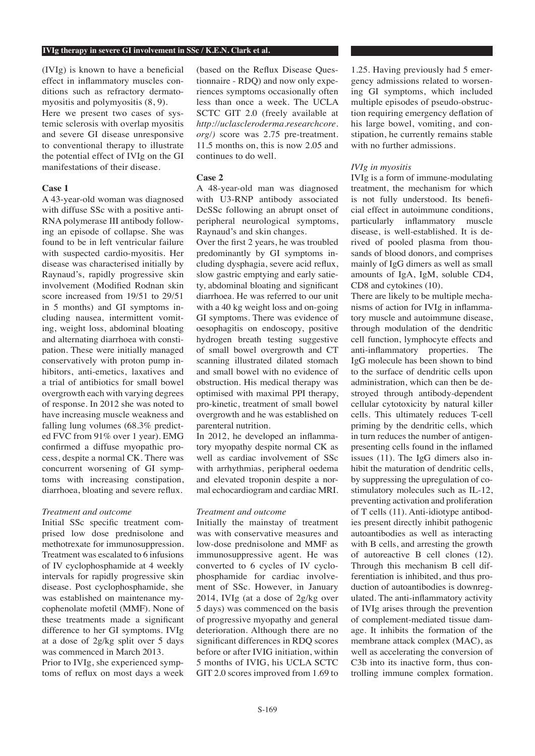(IVIg) is known to have a beneficial effect in inflammatory muscles conditions such as refractory dermatomyositis and polymyositis (8, 9).

Here we present two cases of systemic sclerosis with overlap myositis and severe GI disease unresponsive to conventional therapy to illustrate the potential effect of IVIg on the GI manifestations of their disease.

### Case 1

A 43-year-old woman was diagnosed with diffuse SSc with a positive anti-RNA polymerase III antibody following an episode of collapse. She was found to be in left ventricular failure with suspected cardio-myositis. Her disease was characterised initially by Raynaud's, rapidly progressive skin involvement (Modified Rodnan skin score increased from 19/51 to 29/51 in 5 months) and GI symptoms including nausea, intermittent vomiting, weight loss, abdominal bloating and alternating diarrhoea with constipation. These were initially managed conservatively with proton pump inhibitors, anti-emetics, laxatives and a trial of antibiotics for small bowel overgrowth each with varying degrees of response. In 2012 she was noted to have increasing muscle weakness and falling lung volumes (68.3% predicted FVC from 91% over 1 year). EMG confirmed a diffuse myopathic process, despite a normal CK. There was concurrent worsening of GI symptoms with increasing constipation, diarrhoea, bloating and severe reflux.

#### *Treatment and outcome*

Initial SSc specific treatment comprised low dose prednisolone and methotrexate for immunosuppression. Treatment was escalated to 6 infusions of IV cyclophosphamide at 4 weekly intervals for rapidly progressive skin disease. Post cyclophosphamide, she was established on maintenance mycophenolate mofetil (MMF). None of these treatments made a significant difference to her GI symptoms. IVIg at a dose of 2g/kg split over 5 days was commenced in March 2013.

Prior to IVIg, she experienced symptoms of reflux on most days a week (based on the Reflux Disease Questionnaire - RDQ) and now only experiences symptoms occasionally often less than once a week. The UCLA SCTC GIT 2.0 (freely available at *http://uclascleroderma.researchcore.org/)* score was 2.75 pre-treatment. 11.5 months on, this is now 2.05 and continues to do well.

### Case 2

A 48-year-old man was diagnosed with U3-RNP antibody associated DcSSc following an abrupt onset of peripheral neurological symptoms, Raynaud's and skin changes.

Over the first 2 years, he was troubled predominantly by GI symptoms including dysphagia, severe acid reflux, slow gastric emptying and early satiety, abdominal bloating and significant diarrhoea. He was referred to our unit with a 40 kg weight loss and on-going GI symptoms. There was evidence of oesophagitis on endoscopy, positive hydrogen breath testing suggestive of small bowel overgrowth and CT scanning illustrated dilated stomach and small bowel with no evidence of obstruction. His medical therapy was optimised with maximal PPI therapy, pro-kinetic, treatment of small bowel overgrowth and he was established on parenteral nutrition.

In 2012, he developed an inflammatory myopathy despite normal CK as well as cardiac involvement of SSc with arrhythmias, peripheral oedema and elevated troponin despite a normal echocardiogram and cardiac MRI.

#### *Treatment and outcome*

Initially the mainstay of treatment was with conservative measures and low-dose prednisolone and MMF as immunosuppressive agent. He was converted to 6 cycles of IV cyclophosphamide for cardiac involvement of SSc. However, in January 2014, IVIg (at a dose of 2g/kg over 5 days) was commenced on the basis of progressive myopathy and general deterioration. Although there are no significant differences in RDQ scores before or after IVIG initiation, within 5 months of IVIG, his UCLA SCTC GIT 2.0 scores improved from 1.69 to 1.25. Having previously had 5 emergency admissions related to worsening GI symptoms, which included multiple episodes of pseudo-obstruction requiring emergency deflation of his large bowel, vomiting, and constipation, he currently remains stable with no further admissions.

#### *IVIg in myositis*

IVIg is a form of immune-modulating treatment, the mechanism for which is not fully understood. Its beneficial effect in autoimmune conditions, particularly inflammatory muscle disease, is well-established. It is derived of pooled plasma from thousands of blood donors, and comprises mainly of IgG dimers as well as small amounts of IgA, IgM, soluble CD4, CD8 and cytokines (10).

There are likely to be multiple mechanisms of action for IVIg in inflammatory muscle and autoimmune disease, through modulation of the dendritic cell function, lymphocyte effects and anti-inflammatory properties. The IgG molecule has been shown to bind to the surface of dendritic cells upon administration, which can then be destroyed through antibody-dependent cellular cytotoxicity by natural killer cells. This ultimately reduces T-cell priming by the dendritic cells, which in turn reduces the number of antigen-presenting cells found in the inflamed issues (11). The IgG dimers also inhibit the maturation of dendritic cells, by suppressing the upregulation of co-stimulatory molecules such as IL-12, preventing activation and proliferation of T cells (11). Anti-idiotype antibodies present directly inhibit pathogenic autoantibodies as well as interacting with B cells, and arresting the growth of autoreactive B cell clones (12). Through this mechanism B cell differentiation is inhibited, and thus production of autoantibodies is downregulated. The anti-inflammatory activity of IVIg arises through the prevention of complement-mediated tissue damage. It inhibits the formation of the membrane attack complex (MAC), as well as accelerating the conversion of C3b into its inactive form, thus controlling immune complex formation.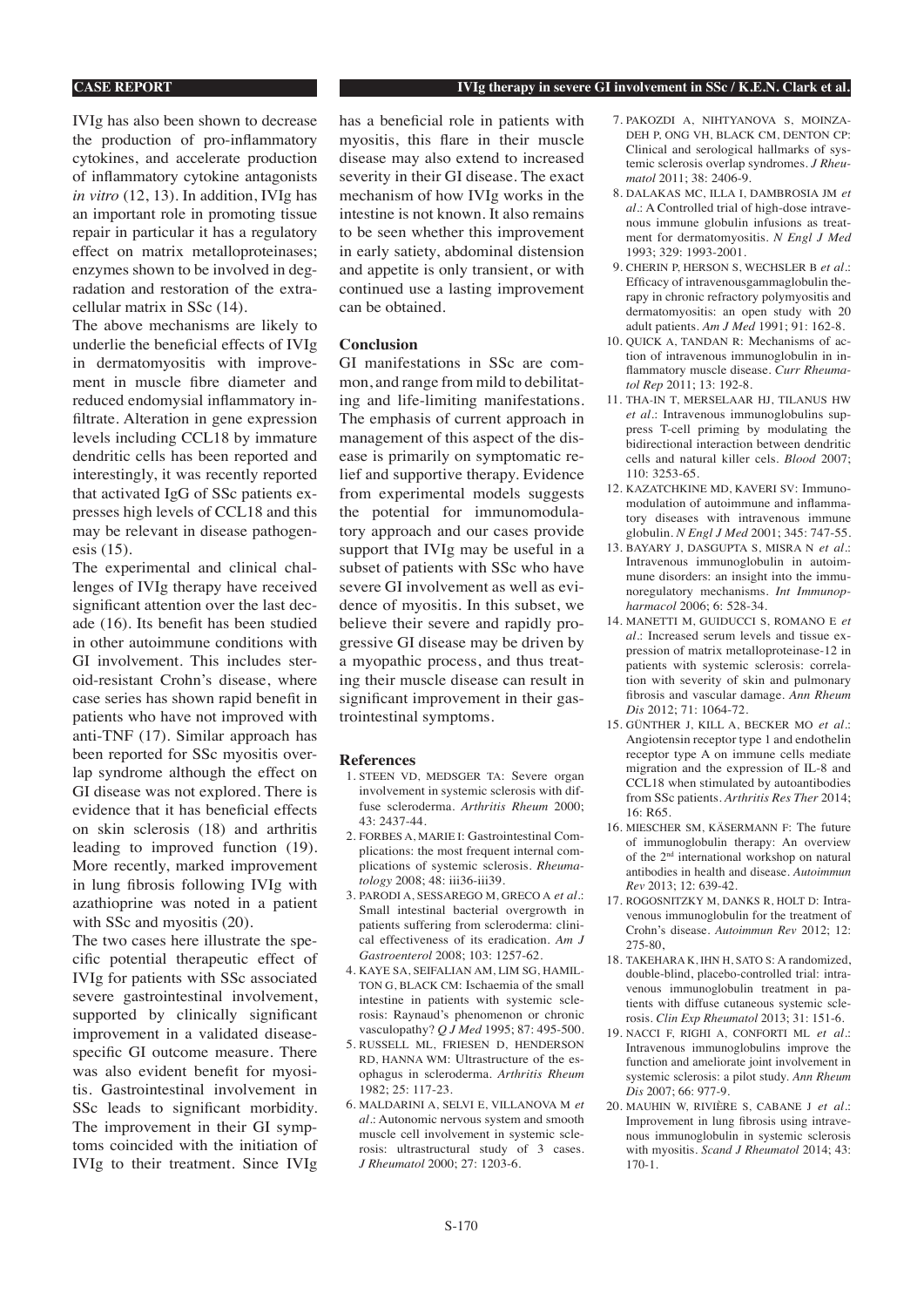IVIg has also been shown to decrease the production of pro-inflammatory cytokines, and accelerate production of inflammatory cytokine antagonists *in vitro* (12, 13). In addition, IVIg has an important role in promoting tissue repair in particular it has a regulatory effect on matrix metalloproteinases; enzymes shown to be involved in degradation and restoration of the extracellular matrix in SSc (14).

The above mechanisms are likely to underlie the beneficial effects of IVIg in dermatomyositis with improvement in muscle fibre diameter and reduced endomysial inflammatory infiltrate. Alteration in gene expression levels including CCL18 by immature dendritic cells has been reported and interestingly, it was recently reported that activated IgG of SSc patients expresses high levels of CCL18 and this may be relevant in disease pathogenesis (15).

The experimental and clinical challenges of IVIg therapy have received significant attention over the last decade (16). Its benefit has been studied in other autoimmune conditions with GI involvement. This includes steroid-resistant Crohn's disease, where case series has shown rapid benefit in patients who have not improved with anti-TNF (17). Similar approach has been reported for SSc myositis overlap syndrome although the effect on GI disease was not explored. There is evidence that it has beneficial effects on skin sclerosis (18) and arthritis leading to improved function (19). More recently, marked improvement in lung fibrosis following IVIg with azathioprine was noted in a patient with SSc and myositis (20).

The two cases here illustrate the specific potential therapeutic effect of IVIg for patients with SSc associated severe gastrointestinal involvement, supported by clinically significant improvement in a validated disease-specific GI outcome measure. There was also evident benefit for myositis. Gastrointestinal involvement in SSc leads to significant morbidity. The improvement in their GI symptoms coincided with the initiation of IVIg to their treatment. Since IVIg has a beneficial role in patients with myositis, this flare in their muscle disease may also extend to increased severity in their GI disease. The exact mechanism of how IVIg works in the intestine is not known. It also remains to be seen whether this improvement in early satiety, abdominal distension and appetite is only transient, or with continued use a lasting improvement can be obtained.

## Conclusion

GI manifestations in SSc are common, and range from mild to debilitating and life-limiting manifestations. The emphasis of current approach in management of this aspect of the disease is primarily on symptomatic relief and supportive therapy. Evidence from experimental models suggests the potential for immunomodulatory approach and our cases provide support that IVIg may be useful in a subset of patients with SSc who have severe GI involvement as well as evidence of myositis. In this subset, we believe their severe and rapidly progressive GI disease may be driven by a myopathic process, and thus treating their muscle disease can result in significant improvement in their gastrointestinal symptoms.

## References

1. STEEN VD, MEDSGER TA: Severe organ involvement in systemic sclerosis with diffuse scleroderma. *Arthritis Rheum* 2000; 43: 2437-44.
2. FORBES A, MARIE I: Gastrointestinal Complications: the most frequent internal complications of systemic sclerosis. *Rheumatology* 2008; 48: iii36-iii39.
3. PARODI A, SESSAREGO M, GRECO A *et al.*: Small intestinal bacterial overgrowth in patients suffering from scleroderma: clinical effectiveness of its eradication. *Am J Gastroenterol* 2008; 103: 1257-62.
4. KAYE SA, SEIFALIAN AM, LIM SG, HAMILTON G, BLACK CM: Ischaemia of the small intestine in patients with systemic sclerosis: Raynaud's phenomenon or chronic vasculopathy? *Q J Med* 1995; 87: 495-500.
5. RUSSELL ML, FRIESEN D, HENDERSON RD, HANNA WM: Ultrastructure of the esophagus in scleroderma. *Arthritis Rheum* 1982; 25: 117-23.
6. MALDARINI A, SELVI E, VILLANOVA M *et al.*: Autonomic nervous system and smooth muscle cell involvement in systemic sclerosis: ultrastructural study of 3 cases. *J Rheumatol* 2000; 27: 1203-6.
7. PAKOZDI A, NIHTYANOVA S, MOINZADEH P, ONG VH, BLACK CM, DENTON CP: Clinical and serological hallmarks of systemic sclerosis overlap syndromes. *J Rheumatol* 2011; 38: 2406-9.
8. DALAKAS MC, ILLA I, DAMBROSIA JM *et al.*: A Controlled trial of high-dose intravenous immune globulin infusions as treatment for dermatomyositis. *N Engl J Med* 1993; 329: 1993-2001.
9. CHERIN P, HERSON S, WECHSLER B *et al.*: Efficacy of intravenousgammaglobulin therapy in chronic refractory polymyositis and dermatomyositis: an open study with 20 adult patients. *Am J Med* 1991; 91: 162-8.
10. QUICK A, TANDAN R: Mechanisms of action of intravenous immunoglobulin in inflammatory muscle disease. *Curr Rheumatol Rep* 2011; 13: 192-8.
11. THA-IN T, MERSELAAR HJ, TILANUS HW *et al.*: Intravenous immunoglobulins suppress T-cell priming by modulating the bidirectional interaction between dendritic cells and natural killer cels. *Blood* 2007; 110: 3253-65.
12. KAZATCHKINE MD, KAVERI SV: Immunomodulation of autoimmune and inflammatory diseases with intravenous immune globulin. *N Engl J Med* 2001; 345: 747-55.
13. BAYARY J, DASGUPTA S, MISRA N *et al.*: Intravenous immunoglobulin in autoimmune disorders: an insight into the immunoregulatory mechanisms. *Int Immunopharmacol* 2006; 6: 528-34.
14. MANETTI M, GUIDUCCI S, ROMANO E *et al.*: Increased serum levels and tissue expression of matrix metalloproteinase-12 in patients with systemic sclerosis: correlation with severity of skin and pulmonary fibrosis and vascular damage. *Ann Rheum Dis* 2012; 71: 1064-72.
15. GÜNTHER J, KILL A, BECKER MO *et al.*: Angiotensin receptor type 1 and endothelin receptor type A on immune cells mediate migration and the expression of IL-8 and CCL18 when stimulated by autoantibodies from SSc patients. *Arthritis Res Ther* 2014; 16: R65.
16. MIESCHER SM, KÄSERMANN F: The future of immunoglobulin therapy: An overview of the 2nd international workshop on natural antibodies in health and disease. *Autoimmun Rev* 2013; 12: 639-42.
17. ROGOSNITZKY M, DANKS R, HOLT D: Intravenous immunoglobulin for the treatment of Crohn's disease. *Autoimmun Rev* 2012; 12: 275-80,
18. TAKEHARA K, IHN H, SATO S: A randomized, double-blind, placebo-controlled trial: intravenous immunoglobulin treatment in patients with diffuse cutaneous systemic sclerosis. *Clin Exp Rheumatol* 2013; 31: 151-6.
19. NACCI F, RIGHI A, CONFORTI ML *et al.*: Intravenous immunoglobulins improve the function and ameliorate joint involvement in systemic sclerosis: a pilot study. *Ann Rheum Dis* 2007; 66: 977-9.
20. MAUHIN W, RIVIÈRE S, CABANE J *et al.*: Improvement in lung fibrosis using intravenous immunoglobulin in systemic sclerosis with myositis. *Scand J Rheumatol* 2014; 43: 170-1.